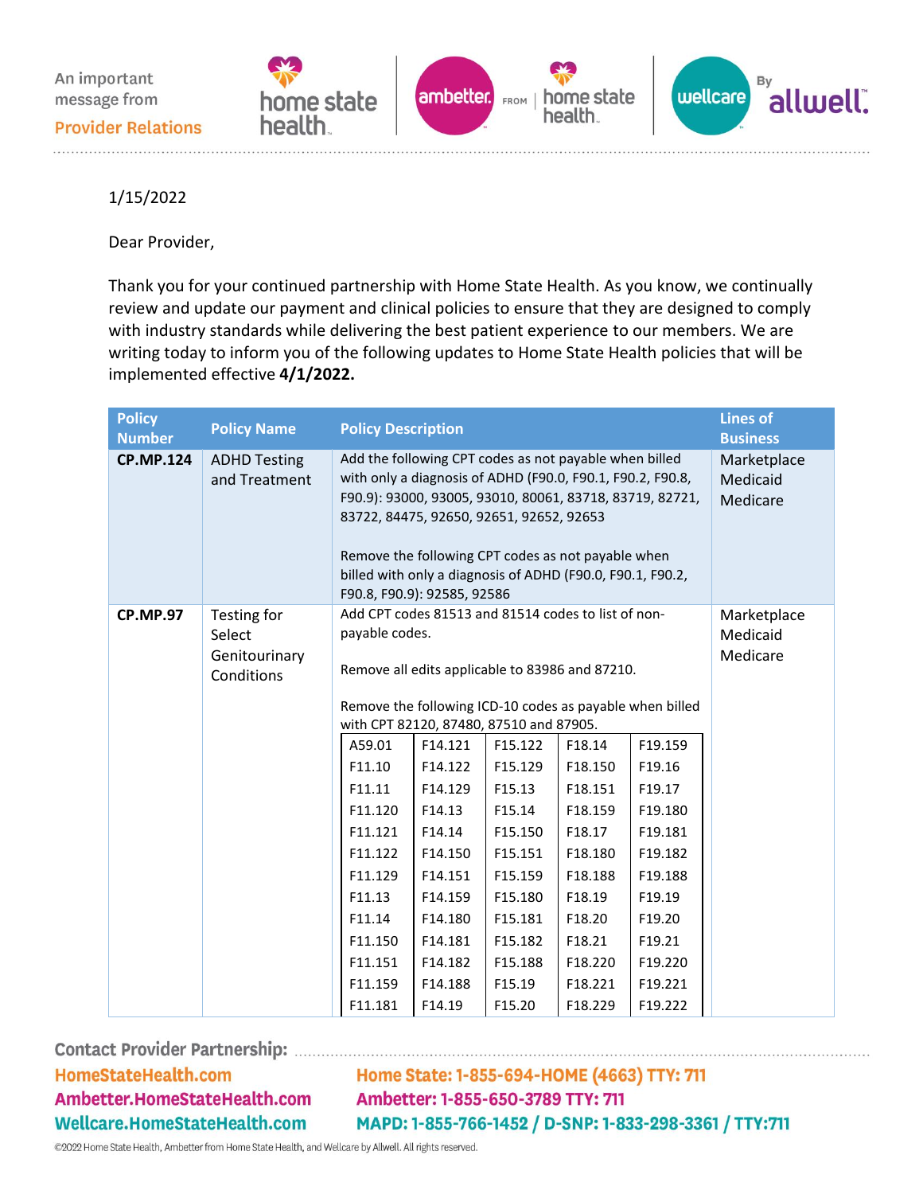An important message from **Provider Relations**

1/15/2022

Dear Provider,

Thank you for your continued partnership with Home State Health. As you know, we continually review and update our payment and clinical policies to ensure that they are designed to comply with industry standards while delivering the best patient experience to our members. We are writing today to inform you of the following updates to Home State Health policies that will be implemented effective **4/1/2022.**

| Policy Number | Policy Name | Policy Description | Lines of Business |
|---|---|---|---|
| **CP.MP.124** | ADHD Testing and Treatment | Add the following CPT codes as not payable when billed with only a diagnosis of ADHD (F90.0, F90.1, F90.2, F90.8, F90.9): 93000, 93005, 93010, 80061, 83718, 83719, 82721, 83722, 84475, 92650, 92651, 92652, 92653<br><br>Remove the following CPT codes as not payable when billed with only a diagnosis of ADHD (F90.0, F90.1, F90.2, F90.8, F90.9): 92585, 92586 | Marketplace<br>Medicaid<br>Medicare |
| **CP.MP.97** | Testing for Select Genitourinary Conditions | Add CPT codes 81513 and 81514 codes to list of non-payable codes.<br><br>Remove all edits applicable to 83986 and 87210.<br><br>Remove the following ICD-10 codes as payable when billed with CPT 82120, 87480, 87510 and 87905. | Marketplace<br>Medicaid<br>Medicare |

| | | | | |
|---|---|---|---|---|
| A59.01 | F14.121 | F15.122 | F18.14 | F19.159 |
| F11.10 | F14.122 | F15.129 | F18.150 | F19.16 |
| F11.11 | F14.129 | F15.13 | F18.151 | F19.17 |
| F11.120 | F14.13 | F15.14 | F18.159 | F19.180 |
| F11.121 | F14.14 | F15.150 | F18.17 | F19.181 |
| F11.122 | F14.150 | F15.151 | F18.180 | F19.182 |
| F11.129 | F14.151 | F15.159 | F18.188 | F19.188 |
| F11.13 | F14.159 | F15.180 | F18.19 | F19.19 |
| F11.14 | F14.180 | F15.181 | F18.20 | F19.20 |
| F11.150 | F14.181 | F15.182 | F18.21 | F19.21 |
| F11.151 | F14.182 | F15.188 | F18.220 | F19.220 |
| F11.159 | F14.188 | F15.19 | F18.221 | F19.221 |
| F11.181 | F14.19 | F15.20 | F18.229 | F19.222 |

**Contact Provider Partnership:**

HomeStateHealth.com — Home State: 1-855-694-HOME (4663) TTY: 711

Ambetter.HomeStateHealth.com — Ambetter: 1-855-650-3789 TTY: 711

Wellcare.HomeStateHealth.com — MAPD: 1-855-766-1452 / D-SNP: 1-833-298-3361 / TTY:711

©2022 Home State Health, Ambetter from Home State Health, and Wellcare by Allwell. All rights reserved.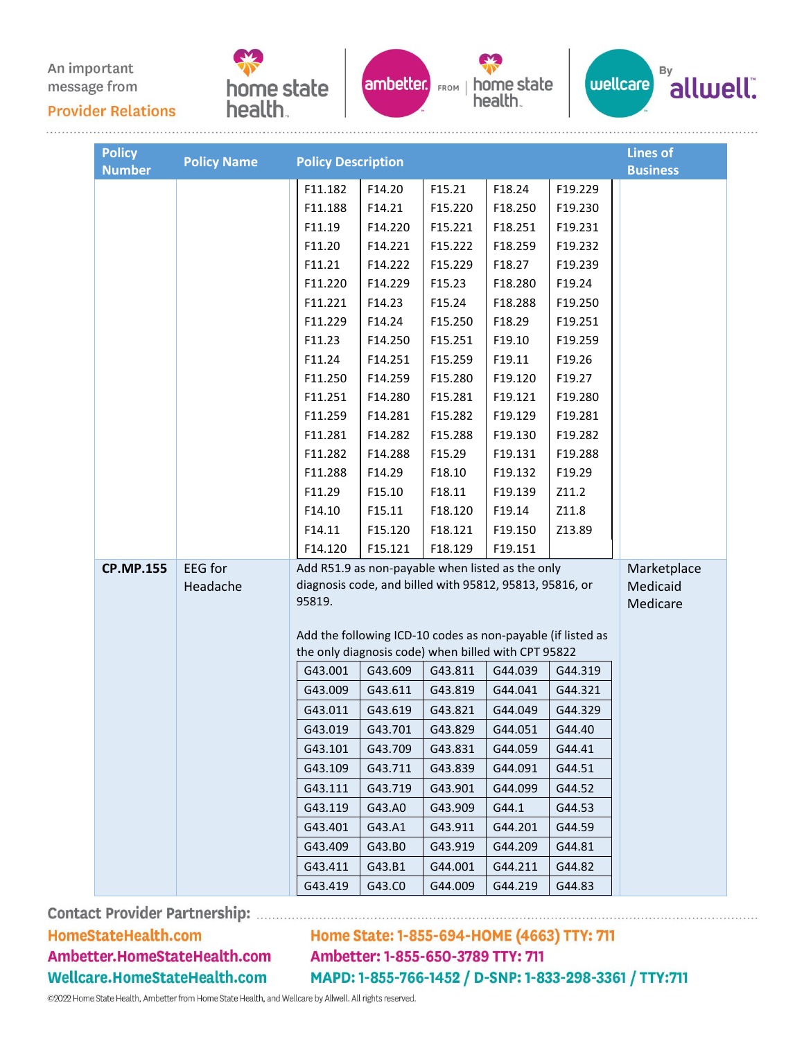An important message from Provider Relations

| Policy Number | Policy Name | Policy Description | Lines of Business |
|---|---|---|---|
| | | F11.182, F11.188, F11.19, F11.20, F11.21, F11.220, F11.221, F11.229, F11.23, F11.24, F11.250, F11.251, F11.259, F11.281, F11.282, F11.288, F11.29, F14.10, F14.11, F14.120, F14.20, F14.21, F14.220, F14.221, F14.222, F14.229, F14.23, F14.24, F14.250, F14.251, F14.259, F14.280, F14.281, F14.282, F14.288, F14.29, F15.10, F15.11, F15.120, F15.121, F15.21, F15.220, F15.221, F15.222, F15.229, F15.23, F15.24, F15.250, F15.251, F15.259, F15.280, F15.281, F15.282, F15.288, F15.29, F18.10, F18.11, F18.120, F18.121, F18.129, F18.24, F18.250, F18.251, F18.259, F18.27, F18.280, F18.288, F18.29, F19.10, F19.11, F19.120, F19.121, F19.129, F19.130, F19.131, F19.132, F19.139, F19.14, F19.150, F19.151, F19.229, F19.230, F19.231, F19.232, F19.239, F19.24, F19.250, F19.251, F19.259, F19.26, F19.27, F19.280, F19.281, F19.282, F19.288, F19.29, Z11.2, Z11.8, Z13.89 | |
| **CP.MP.155** | EEG for Headache | Add R51.9 as non-payable when listed as the only diagnosis code, and billed with 95812, 95813, 95816, or 95819.<br><br>Add the following ICD-10 codes as non-payable (if listed as the only diagnosis code) when billed with CPT 95822<br>G43.001, G43.009, G43.011, G43.019, G43.101, G43.109, G43.111, G43.119, G43.401, G43.409, G43.411, G43.419, G43.609, G43.611, G43.619, G43.701, G43.709, G43.711, G43.719, G43.A0, G43.A1, G43.B0, G43.B1, G43.C0, G43.811, G43.819, G43.821, G43.829, G43.831, G43.839, G43.901, G43.909, G43.911, G43.919, G44.001, G44.009, G44.039, G44.041, G44.049, G44.051, G44.059, G44.091, G44.099, G44.1, G44.201, G44.209, G44.211, G44.219, G44.319, G44.321, G44.329, G44.40, G44.41, G44.51, G44.52, G44.53, G44.59, G44.81, G44.82, G44.83 | Marketplace<br>Medicaid<br>Medicare |

**Contact Provider Partnership:**

HomeStateHealth.com — Home State: 1-855-694-HOME (4663) TTY: 711

Ambetter.HomeStateHealth.com — Ambetter: 1-855-650-3789 TTY: 711

Wellcare.HomeStateHealth.com — MAPD: 1-855-766-1452 / D-SNP: 1-833-298-3361 / TTY:711

©2022 Home State Health, Ambetter from Home State Health, and Wellcare by Allwell. All rights reserved.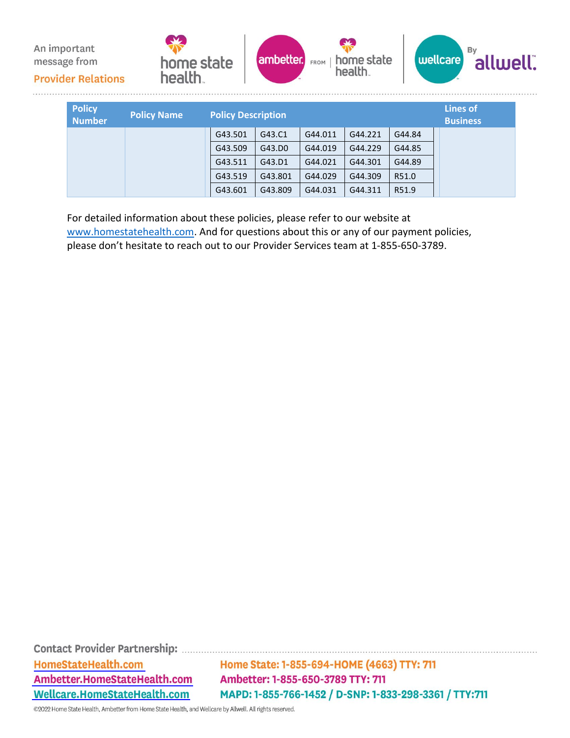An important message from Provider Relations

| Policy Number | Policy Name | Policy Description | | | | | Lines of Business |
|---|---|---|---|---|---|---|---|
| | | G43.501 | G43.C1 | G44.011 | G44.221 | G44.84 | |
| | | G43.509 | G43.D0 | G44.019 | G44.229 | G44.85 | |
| | | G43.511 | G43.D1 | G44.021 | G44.301 | G44.89 | |
| | | G43.519 | G43.801 | G44.029 | G44.309 | R51.0 | |
| | | G43.601 | G43.809 | G44.031 | G44.311 | R51.9 | |

For detailed information about these policies, please refer to our website at www.homestatehealth.com. And for questions about this or any of our payment policies, please don't hesitate to reach out to our Provider Services team at 1-855-650-3789.

**Contact Provider Partnership:**

HomeStateHealth.com — Home State: 1-855-694-HOME (4663) TTY: 711

Ambetter.HomeStateHealth.com — Ambetter: 1-855-650-3789 TTY: 711

Wellcare.HomeStateHealth.com — MAPD: 1-855-766-1452 / D-SNP: 1-833-298-3361 / TTY:711

©2022 Home State Health, Ambetter from Home State Health, and Wellcare by Allwell. All rights reserved.